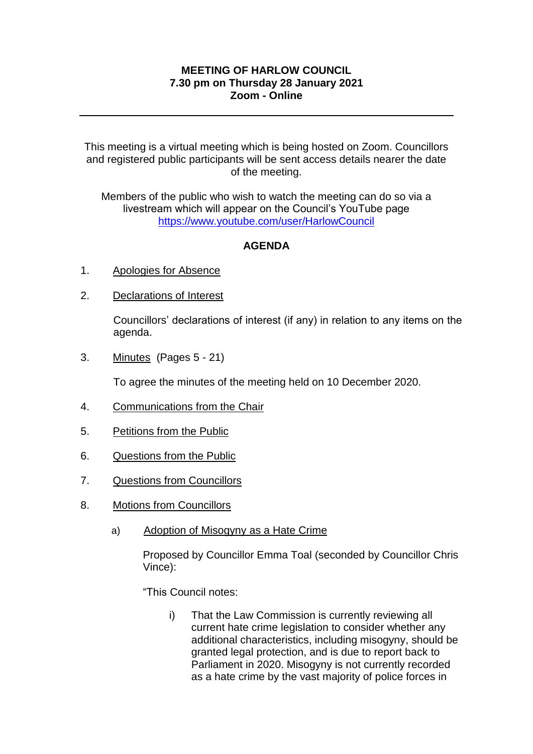**MEETING OF HARLOW COUNCIL**
**7.30 pm on Thursday 28 January 2021**
**Zoom - Online**

---

This meeting is a virtual meeting which is being hosted on Zoom. Councillors and registered public participants will be sent access details nearer the date of the meeting.

Members of the public who wish to watch the meeting can do so via a livestream which will appear on the Council's YouTube page https://www.youtube.com/user/HarlowCouncil

## AGENDA

1. Apologies for Absence

2. Declarations of Interest

   Councillors' declarations of interest (if any) in relation to any items on the agenda.

3. Minutes (Pages 5 - 21)

   To agree the minutes of the meeting held on 10 December 2020.

4. Communications from the Chair

5. Petitions from the Public

6. Questions from the Public

7. Questions from Councillors

8. Motions from Councillors

   a) Adoption of Misogyny as a Hate Crime

      Proposed by Councillor Emma Toal (seconded by Councillor Chris Vince):

      "This Council notes:

      i) That the Law Commission is currently reviewing all current hate crime legislation to consider whether any additional characteristics, including misogyny, should be granted legal protection, and is due to report back to Parliament in 2020. Misogyny is not currently recorded as a hate crime by the vast majority of police forces in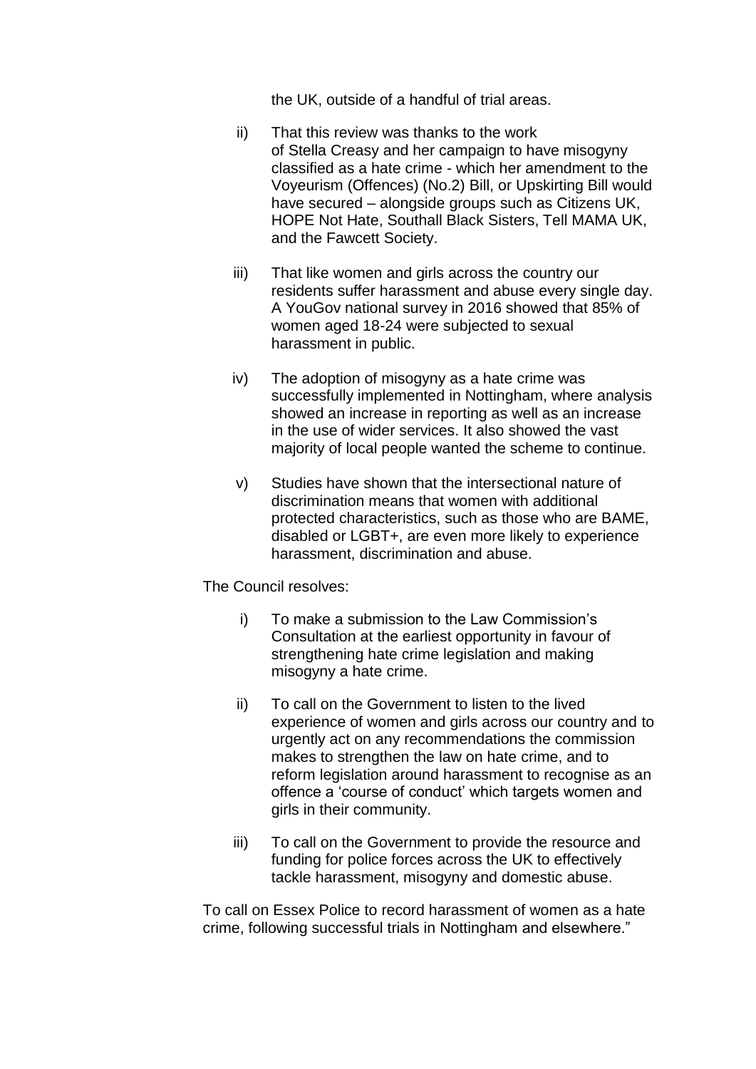the UK, outside of a handful of trial areas.

ii) That this review was thanks to the work of Stella Creasy and her campaign to have misogyny classified as a hate crime - which her amendment to the Voyeurism (Offences) (No.2) Bill, or Upskirting Bill would have secured – alongside groups such as Citizens UK, HOPE Not Hate, Southall Black Sisters, Tell MAMA UK, and the Fawcett Society.

iii) That like women and girls across the country our residents suffer harassment and abuse every single day. A YouGov national survey in 2016 showed that 85% of women aged 18-24 were subjected to sexual harassment in public.

iv) The adoption of misogyny as a hate crime was successfully implemented in Nottingham, where analysis showed an increase in reporting as well as an increase in the use of wider services. It also showed the vast majority of local people wanted the scheme to continue.

v) Studies have shown that the intersectional nature of discrimination means that women with additional protected characteristics, such as those who are BAME, disabled or LGBT+, are even more likely to experience harassment, discrimination and abuse.

The Council resolves:

i) To make a submission to the Law Commission's Consultation at the earliest opportunity in favour of strengthening hate crime legislation and making misogyny a hate crime.

ii) To call on the Government to listen to the lived experience of women and girls across our country and to urgently act on any recommendations the commission makes to strengthen the law on hate crime, and to reform legislation around harassment to recognise as an offence a 'course of conduct' which targets women and girls in their community.

iii) To call on the Government to provide the resource and funding for police forces across the UK to effectively tackle harassment, misogyny and domestic abuse.

To call on Essex Police to record harassment of women as a hate crime, following successful trials in Nottingham and elsewhere."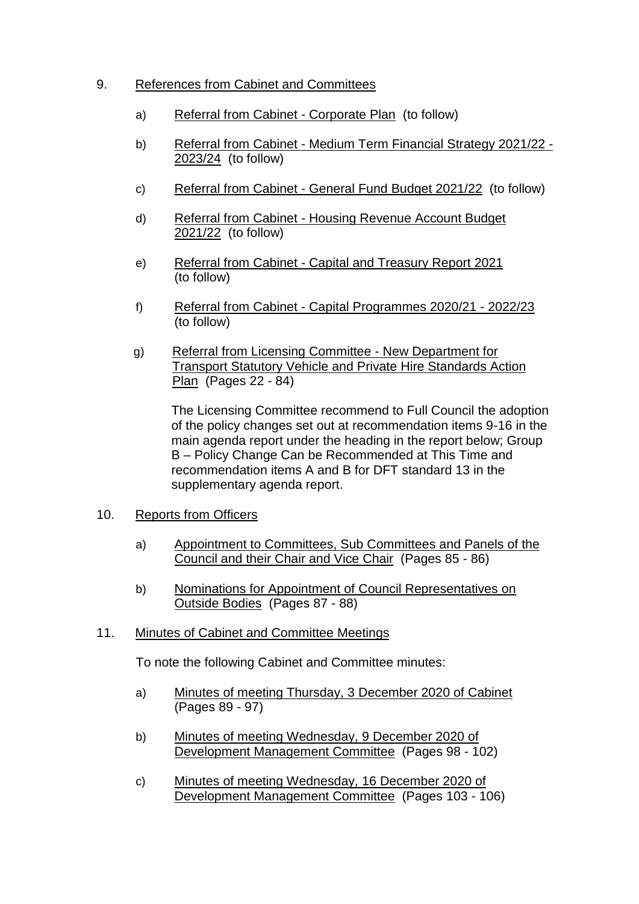9. References from Cabinet and Committees

   a) Referral from Cabinet - Corporate Plan (to follow)

   b) Referral from Cabinet - Medium Term Financial Strategy 2021/22 - 2023/24 (to follow)

   c) Referral from Cabinet - General Fund Budget 2021/22 (to follow)

   d) Referral from Cabinet - Housing Revenue Account Budget 2021/22 (to follow)

   e) Referral from Cabinet - Capital and Treasury Report 2021 (to follow)

   f) Referral from Cabinet - Capital Programmes 2020/21 - 2022/23 (to follow)

   g) Referral from Licensing Committee - New Department for Transport Statutory Vehicle and Private Hire Standards Action Plan (Pages 22 - 84)

      The Licensing Committee recommend to Full Council the adoption of the policy changes set out at recommendation items 9-16 in the main agenda report under the heading in the report below; Group B – Policy Change Can be Recommended at This Time and recommendation items A and B for DFT standard 13 in the supplementary agenda report.

10. Reports from Officers

    a) Appointment to Committees, Sub Committees and Panels of the Council and their Chair and Vice Chair (Pages 85 - 86)

    b) Nominations for Appointment of Council Representatives on Outside Bodies (Pages 87 - 88)

11. Minutes of Cabinet and Committee Meetings

    To note the following Cabinet and Committee minutes:

    a) Minutes of meeting Thursday, 3 December 2020 of Cabinet (Pages 89 - 97)

    b) Minutes of meeting Wednesday, 9 December 2020 of Development Management Committee (Pages 98 - 102)

    c) Minutes of meeting Wednesday, 16 December 2020 of Development Management Committee (Pages 103 - 106)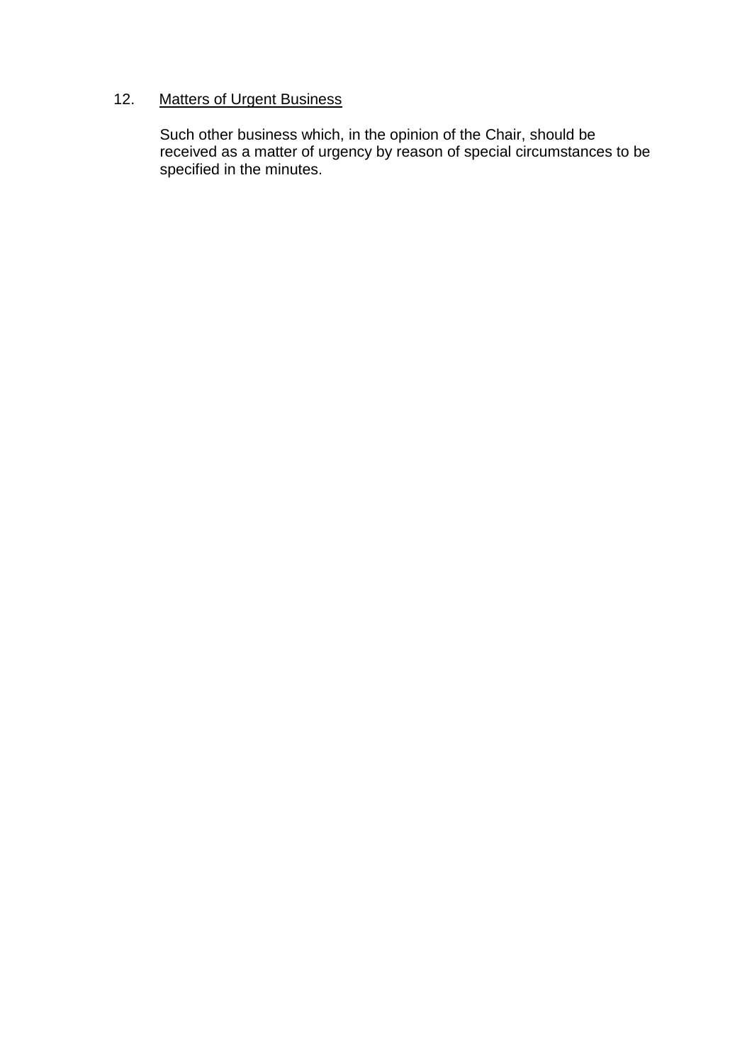12. <u>Matters of Urgent Business</u>

Such other business which, in the opinion of the Chair, should be received as a matter of urgency by reason of special circumstances to be specified in the minutes.